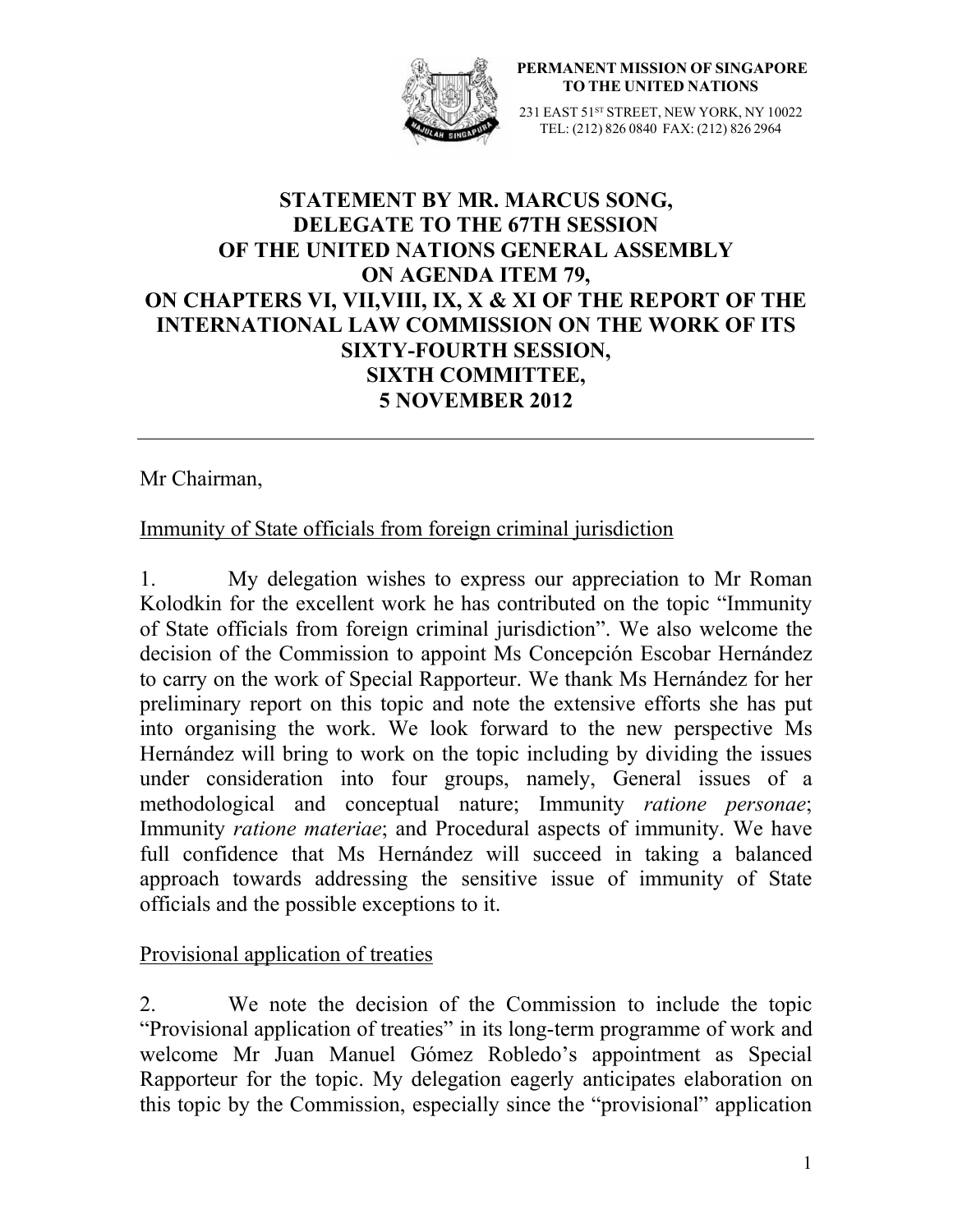**PERMANENT MISSION OF SINGAPORE TO THE UNITED NATIONS**

231 EAST 51ST STREET, NEW YORK, NY 10022
TEL: (212) 826 0840 FAX: (212) 826 2964

# STATEMENT BY MR. MARCUS SONG, DELEGATE TO THE 67TH SESSION OF THE UNITED NATIONS GENERAL ASSEMBLY ON AGENDA ITEM 79, ON CHAPTERS VI, VII,VIII, IX, X & XI OF THE REPORT OF THE INTERNATIONAL LAW COMMISSION ON THE WORK OF ITS SIXTY-FOURTH SESSION, SIXTH COMMITTEE, 5 NOVEMBER 2012

---

Mr Chairman,

## Immunity of State officials from foreign criminal jurisdiction

1. My delegation wishes to express our appreciation to Mr Roman Kolodkin for the excellent work he has contributed on the topic "Immunity of State officials from foreign criminal jurisdiction". We also welcome the decision of the Commission to appoint Ms Concepción Escobar Hernández to carry on the work of Special Rapporteur. We thank Ms Hernández for her preliminary report on this topic and note the extensive efforts she has put into organising the work. We look forward to the new perspective Ms Hernández will bring to work on the topic including by dividing the issues under consideration into four groups, namely, General issues of a methodological and conceptual nature; Immunity *ratione personae*; Immunity *ratione materiae*; and Procedural aspects of immunity. We have full confidence that Ms Hernández will succeed in taking a balanced approach towards addressing the sensitive issue of immunity of State officials and the possible exceptions to it.

## Provisional application of treaties

2. We note the decision of the Commission to include the topic "Provisional application of treaties" in its long-term programme of work and welcome Mr Juan Manuel Gómez Robledo's appointment as Special Rapporteur for the topic. My delegation eagerly anticipates elaboration on this topic by the Commission, especially since the "provisional" application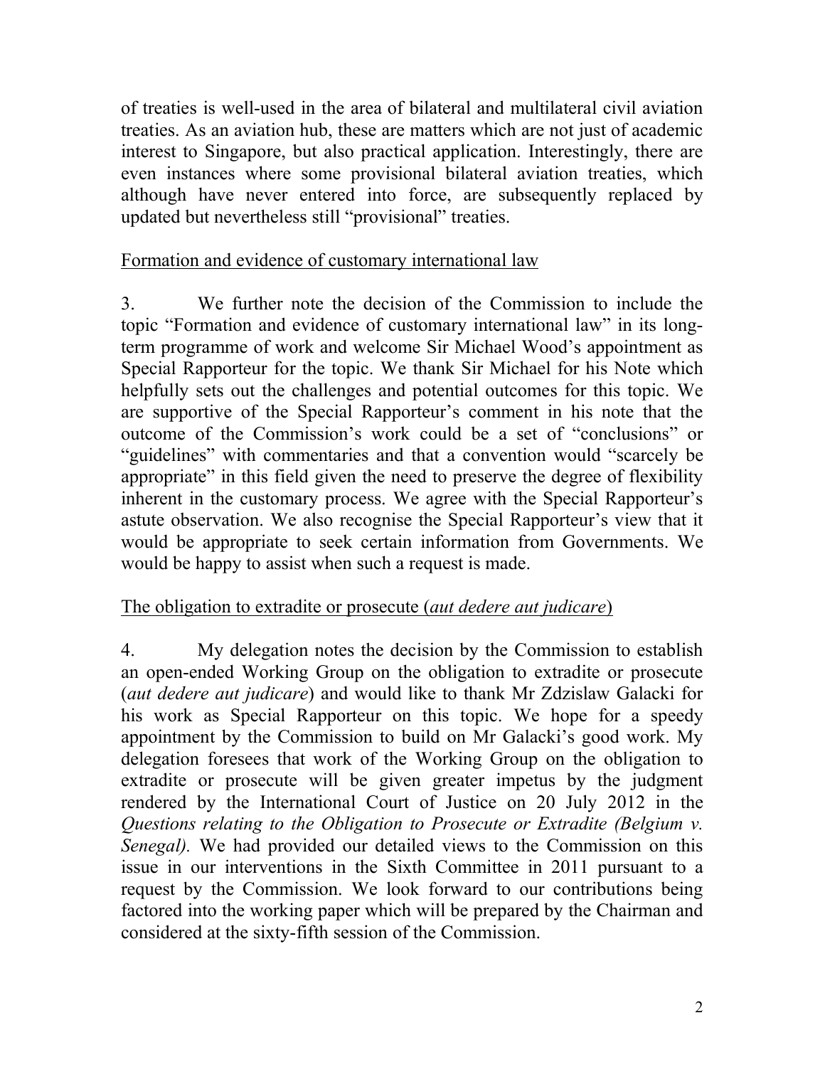of treaties is well-used in the area of bilateral and multilateral civil aviation treaties. As an aviation hub, these are matters which are not just of academic interest to Singapore, but also practical application. Interestingly, there are even instances where some provisional bilateral aviation treaties, which although have never entered into force, are subsequently replaced by updated but nevertheless still "provisional" treaties.

<u>Formation and evidence of customary international law</u>

3. We further note the decision of the Commission to include the topic "Formation and evidence of customary international law" in its long-term programme of work and welcome Sir Michael Wood's appointment as Special Rapporteur for the topic. We thank Sir Michael for his Note which helpfully sets out the challenges and potential outcomes for this topic. We are supportive of the Special Rapporteur's comment in his note that the outcome of the Commission's work could be a set of "conclusions" or "guidelines" with commentaries and that a convention would "scarcely be appropriate" in this field given the need to preserve the degree of flexibility inherent in the customary process. We agree with the Special Rapporteur's astute observation. We also recognise the Special Rapporteur's view that it would be appropriate to seek certain information from Governments. We would be happy to assist when such a request is made.

<u>The obligation to extradite or prosecute (*aut dedere aut judicare*)</u>

4. My delegation notes the decision by the Commission to establish an open-ended Working Group on the obligation to extradite or prosecute (*aut dedere aut judicare*) and would like to thank Mr Zdzislaw Galacki for his work as Special Rapporteur on this topic. We hope for a speedy appointment by the Commission to build on Mr Galacki's good work. My delegation foresees that work of the Working Group on the obligation to extradite or prosecute will be given greater impetus by the judgment rendered by the International Court of Justice on 20 July 2012 in the *Questions relating to the Obligation to Prosecute or Extradite (Belgium v. Senegal).* We had provided our detailed views to the Commission on this issue in our interventions in the Sixth Committee in 2011 pursuant to a request by the Commission. We look forward to our contributions being factored into the working paper which will be prepared by the Chairman and considered at the sixty-fifth session of the Commission.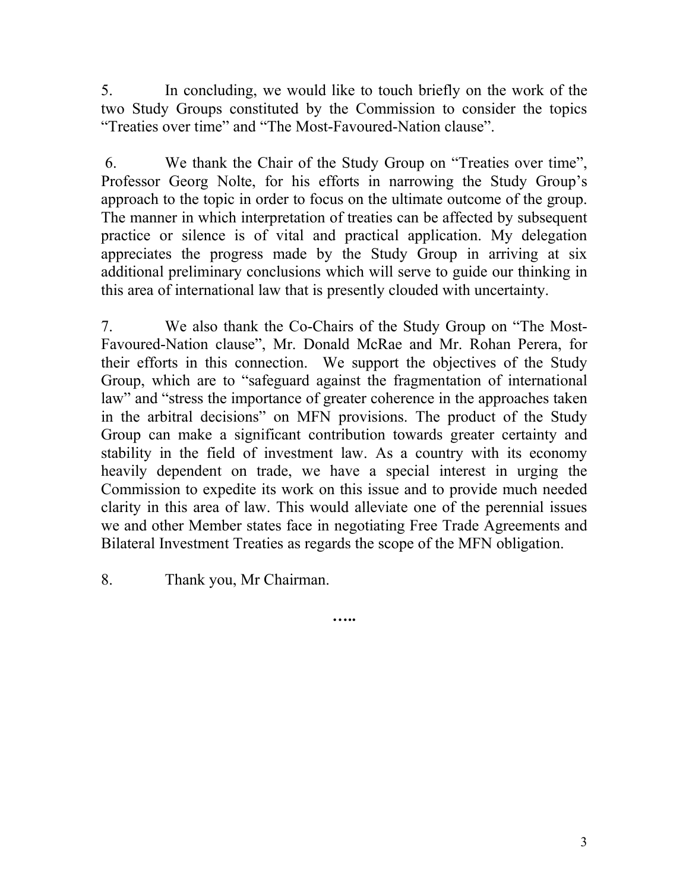5. In concluding, we would like to touch briefly on the work of the two Study Groups constituted by the Commission to consider the topics "Treaties over time" and "The Most-Favoured-Nation clause".

6. We thank the Chair of the Study Group on "Treaties over time", Professor Georg Nolte, for his efforts in narrowing the Study Group's approach to the topic in order to focus on the ultimate outcome of the group. The manner in which interpretation of treaties can be affected by subsequent practice or silence is of vital and practical application. My delegation appreciates the progress made by the Study Group in arriving at six additional preliminary conclusions which will serve to guide our thinking in this area of international law that is presently clouded with uncertainty.

7. We also thank the Co-Chairs of the Study Group on "The Most-Favoured-Nation clause", Mr. Donald McRae and Mr. Rohan Perera, for their efforts in this connection. We support the objectives of the Study Group, which are to "safeguard against the fragmentation of international law" and "stress the importance of greater coherence in the approaches taken in the arbitral decisions" on MFN provisions. The product of the Study Group can make a significant contribution towards greater certainty and stability in the field of investment law. As a country with its economy heavily dependent on trade, we have a special interest in urging the Commission to expedite its work on this issue and to provide much needed clarity in this area of law. This would alleviate one of the perennial issues we and other Member states face in negotiating Free Trade Agreements and Bilateral Investment Treaties as regards the scope of the MFN obligation.

8. Thank you, Mr Chairman.

**…..**